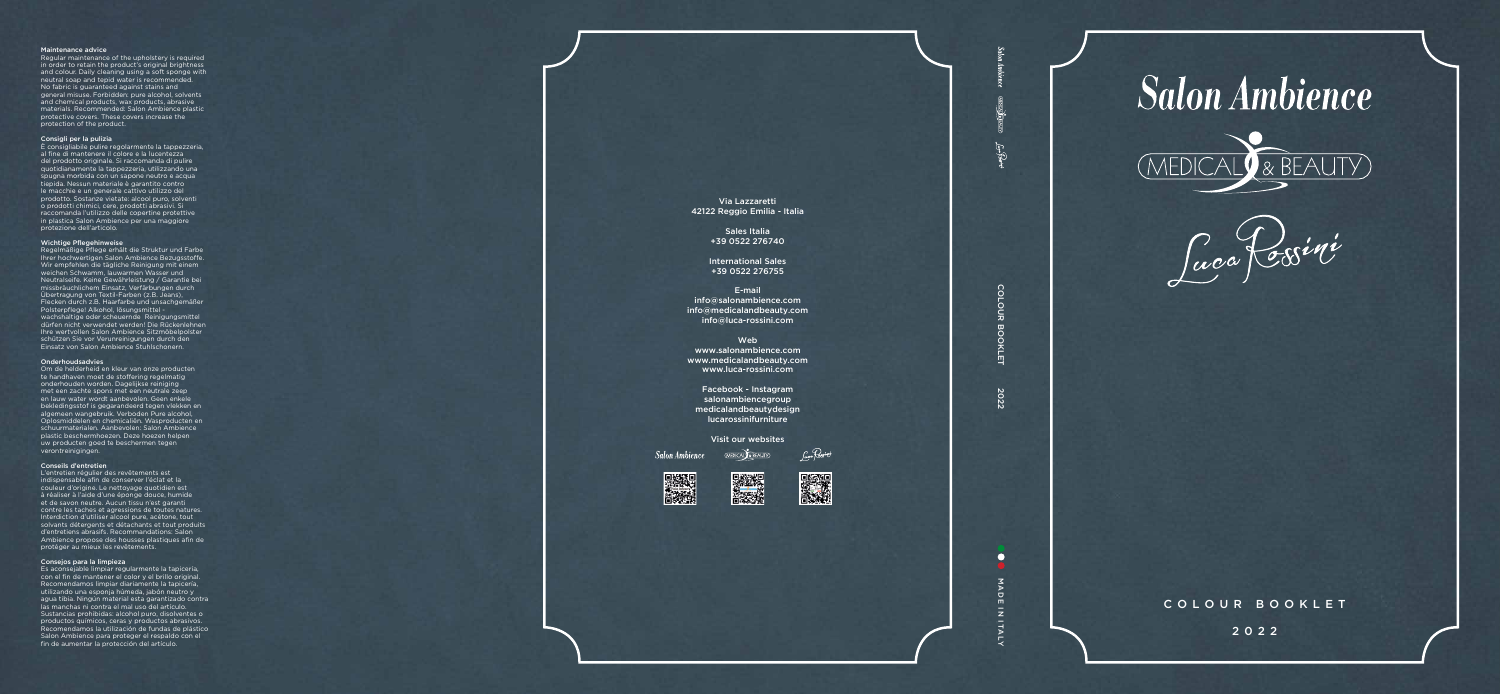### Maintenance advice

Regular maintenance of the upholstery is required in order to retain the product's original brightness and colour. Daily cleaning using a soft sponge with neutral soap and tepid water is recommended. No fabric is guaranteed against stains and general misuse. Forbidden: pure alcohol, solvents and chemical products, wax products, abrasive materials. Recommended: Salon Ambience plastic protective covers. These covers increase the protection of the product.

### Consigli per la pulizia

È consigliabile pulire regolarmente la tappezzeria, al fine di mantenere il colore e la lucentezza del prodotto originale. Si raccomanda di pulire quotidianamente la tappezzeria, utilizzando una spugna morbida con un sapone neutro e acqua tiepida. Nessun materiale è garantito contro le macchie e un generale cattivo utilizzo del prodotto. Sostanze vietate: alcool puro, solventi o prodotti chimici, cere, prodotti abrasivi. Si raccomanda l'utilizzo delle copertine protettive in plastica Salon Ambience per una maggiore protezione dell'articolo.

### Wichtige Pflegehinweise

Regelmäßige Pflege erhält die Struktur und Farbe Ihrer hochwertigen Salon Ambience Bezugsstoffe. Wir empfehlen die tägliche Reinigung mit einem weichen Schwamm, lauwarmen Wasser und Neutralseife. Keine Gewährleistung / Garantie bei missbräuchlichem Einsatz, Verfärbungen durch Übertragung von Textil-Farben (z.B. Jeans), Flecken durch z.B. Haarfarbe und unsachgemäßer Polsterpflege! Alkohol, lösungsmittel - wachshaltige oder scheuernde Reinigungsmittel dürfen nicht verwendet werden! Die Rückenlehnen Ihre wertvollen Salon Ambience Sitzmöbelpolster schützen Sie vor Verunreinigungen durch den Einsatz von Salon Ambience Stuhlschonern.

### Onderhoudsadvies

Om de helderheid en kleur van onze producten te handhaven moet de stoffering regelmatig onderhouden worden. Dagelijkse reiniging met een zachte spons met een neutrale zeep en lauw water wordt aanbevolen. Geen enkele bekledingsstof is gegarandeerd tegen vlekken en algemeen wangebruik. Verboden Pure alcohol, Oplosmiddelen en chemicaliën. Wasproducten en schuurmaterialen. Aanbevolen: Salon Ambience plastic beschermhoezen. Deze hoezen helpen uw producten goed te beschermen tegen verontreinigingen.

### Conseils d'entretien

L'entretien régulier des revêtements est indispensable afin de conserver l'éclat et la couleur d'origine. Le nettoyage quotidien est à réaliser à l'aide d'une éponge douce, humide et de savon neutre. Aucun tissu n'est garanti contre les taches et agressions de toutes natures. Interdiction d'utiliser alcool pure, acétone, tout solvants détergents et détachants et tout produits d'entretiens abrasifs. Recommandations: Salon Ambience propose des housses plastiques afin de protéger au mieux les revêtements.

### Consejos para la limpieza

Es aconsejable limpiar regularmente la tapicería, con el fin de mantener el color y el brillo original. Recomendamos limpiar diariamente la tapicería, utilizando una esponja húmeda, jabón neutro y agua tibia. Ningún material está garantizado contra las manchas ni contra el mal uso del artículo. Sustancias prohibidas: alcohol puro, disolventes o productos químicos, ceras y productos abrasivos. Recomendamos la utilización de fundas de plástico Salon Ambience para proteger el respaldo con el fin de aumentar la protección del artículo.

Via Lazzaretti
42122 Reggio Emilia - Italia

Sales Italia
+39 0522 276740

International Sales
+39 0522 276755

E-mail
info@salonambience.com
info@medicalandbeauty.com
info@luca-rossini.com

Web
www.salonambience.com
www.medicalandbeauty.com
www.luca-rossini.com

Facebook - Instagram
salonambiencegroup
medicalandbeautydesign
lucarossinifurniture

Visit our websites

Salon Ambience — Medical & Beauty — Luca Rossini

Salon Ambience — Medical & Beauty — Luca Rossini — COLOUR BOOKLET 2022 — MADE IN ITALY

# Salon Ambience

MEDICAL & BEAUTY

Luca Rossini

COLOUR BOOKLET

2022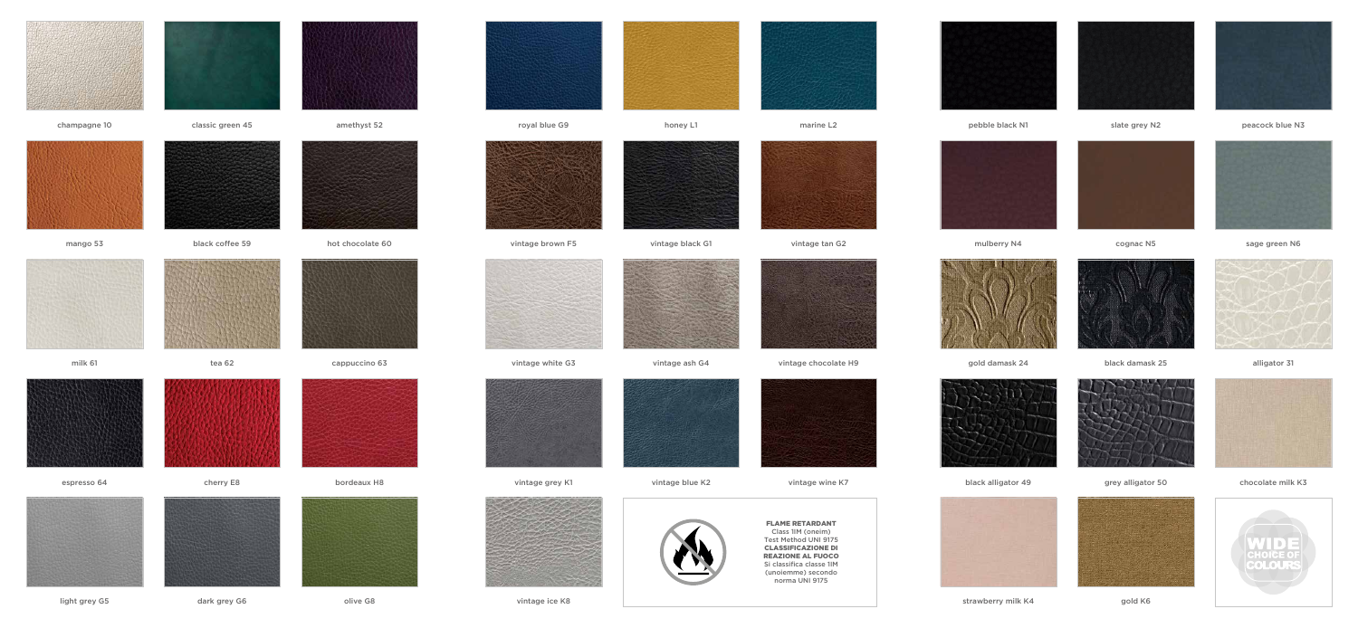champagne 10

classic green 45

amethyst 52

mango 53

black coffee 59

hot chocolate 60

milk 61

tea 62

cappuccino 63

espresso 64

cherry E8

bordeaux H8

light grey G5

dark grey G6

olive G8

royal blue G9

honey L1

marine L2

vintage brown F5

vintage black G1

vintage tan G2

vintage white G3

vintage ash G4

vintage chocolate H9

vintage grey K1

vintage blue K2

vintage wine K7

vintage ice K8

**FLAME RETARDANT**
Class 1IM (oneim)
Test Method UNI 9175
**CLASSIFICAZIONE DI REAZIONE AL FUOCO**
Si classifica classe 1IM (unoiemme) secondo norma UNI 9175

pebble black N1

slate grey N2

peacock blue N3

mulberry N4

cognac N5

sage green N6

gold damask 24

black damask 25

alligator 31

black alligator 49

grey alligator 50

chocolate milk K3

strawberry milk K4

gold K6

WIDE CHOICE OF COLOURS